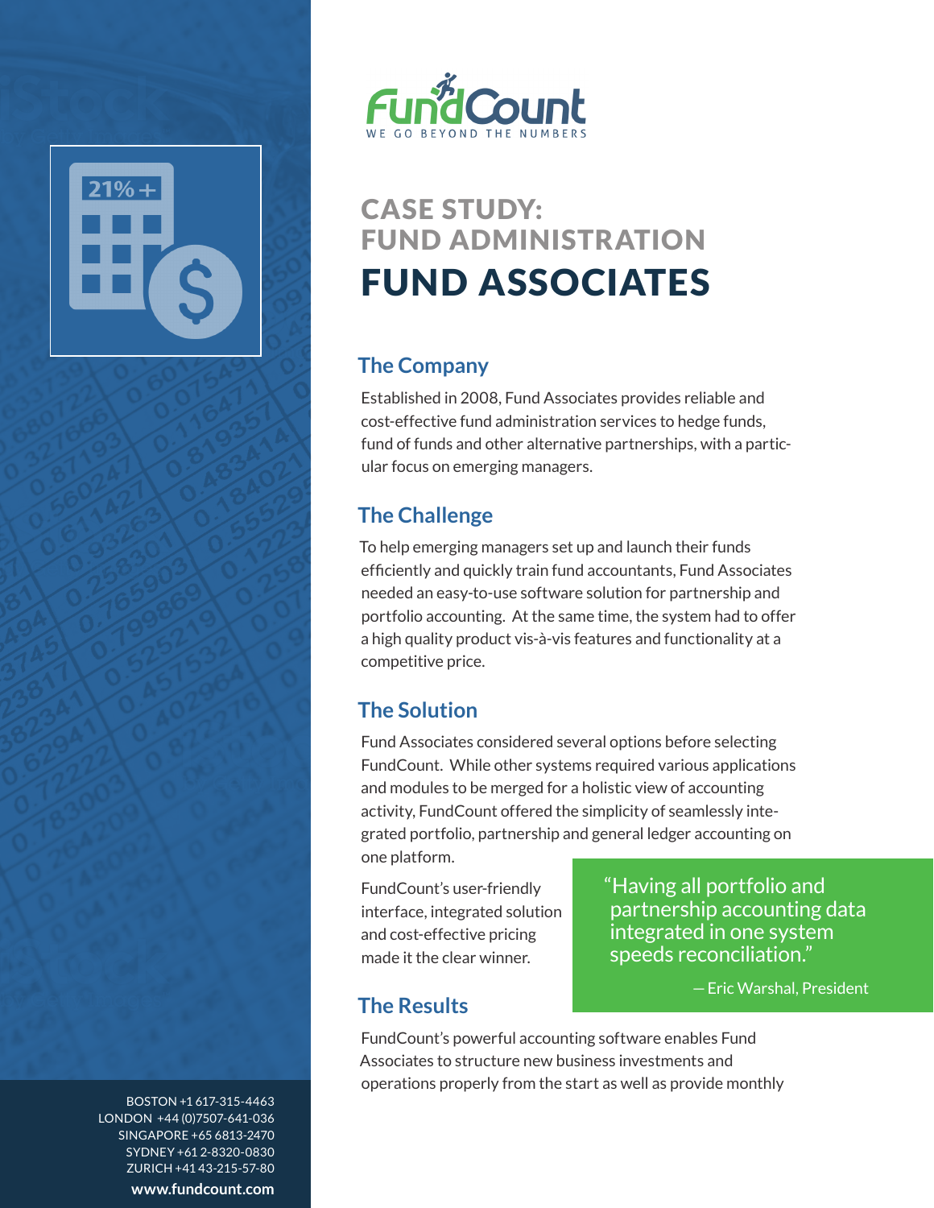FundCount

WE GO BEYOND THE NUMBERS

# CASE STUDY: FUND ADMINISTRATION
# FUND ASSOCIATES

## The Company

Established in 2008, Fund Associates provides reliable and cost-effective fund administration services to hedge funds, fund of funds and other alternative partnerships, with a particular focus on emerging managers.

## The Challenge

To help emerging managers set up and launch their funds efficiently and quickly train fund accountants, Fund Associates needed an easy-to-use software solution for partnership and portfolio accounting. At the same time, the system had to offer a high quality product vis-à-vis features and functionality at a competitive price.

## The Solution

Fund Associates considered several options before selecting FundCount. While other systems required various applications and modules to be merged for a holistic view of accounting activity, FundCount offered the simplicity of seamlessly integrated portfolio, partnership and general ledger accounting on one platform.

FundCount's user-friendly interface, integrated solution and cost-effective pricing made it the clear winner.

> "Having all portfolio and partnership accounting data integrated in one system speeds reconciliation."
>
> — Eric Warshal, President

## The Results

FundCount's powerful accounting software enables Fund Associates to structure new business investments and operations properly from the start as well as provide monthly

BOSTON +1 617-315-4463
LONDON +44 (0)7507-641-036
SINGAPORE +65 6813-2470
SYDNEY +61 2-8320-0830
ZURICH +41 43-215-57-80

**www.fundcount.com**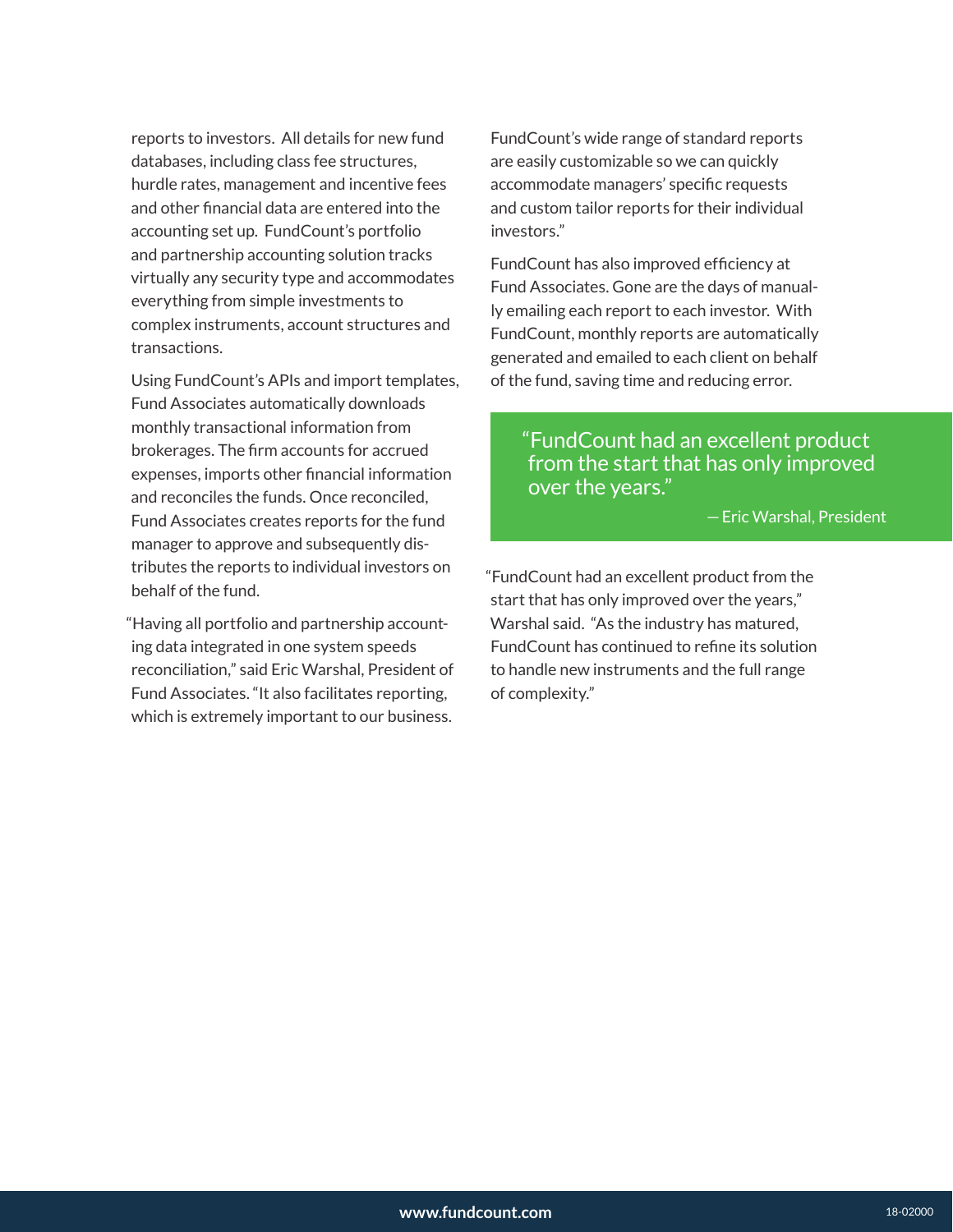reports to investors. All details for new fund databases, including class fee structures, hurdle rates, management and incentive fees and other financial data are entered into the accounting set up. FundCount's portfolio and partnership accounting solution tracks virtually any security type and accommodates everything from simple investments to complex instruments, account structures and transactions.

Using FundCount's APIs and import templates, Fund Associates automatically downloads monthly transactional information from brokerages. The firm accounts for accrued expenses, imports other financial information and reconciles the funds. Once reconciled, Fund Associates creates reports for the fund manager to approve and subsequently distributes the reports to individual investors on behalf of the fund.

"Having all portfolio and partnership accounting data integrated in one system speeds reconciliation," said Eric Warshal, President of Fund Associates. "It also facilitates reporting, which is extremely important to our business. FundCount's wide range of standard reports are easily customizable so we can quickly accommodate managers' specific requests and custom tailor reports for their individual investors."

FundCount has also improved efficiency at Fund Associates. Gone are the days of manually emailing each report to each investor. With FundCount, monthly reports are automatically generated and emailed to each client on behalf of the fund, saving time and reducing error.

> "FundCount had an excellent product from the start that has only improved over the years."
>
> — Eric Warshal, President

"FundCount had an excellent product from the start that has only improved over the years," Warshal said. "As the industry has matured, FundCount has continued to refine its solution to handle new instruments and the full range of complexity."

**www.fundcount.com**

18-02000